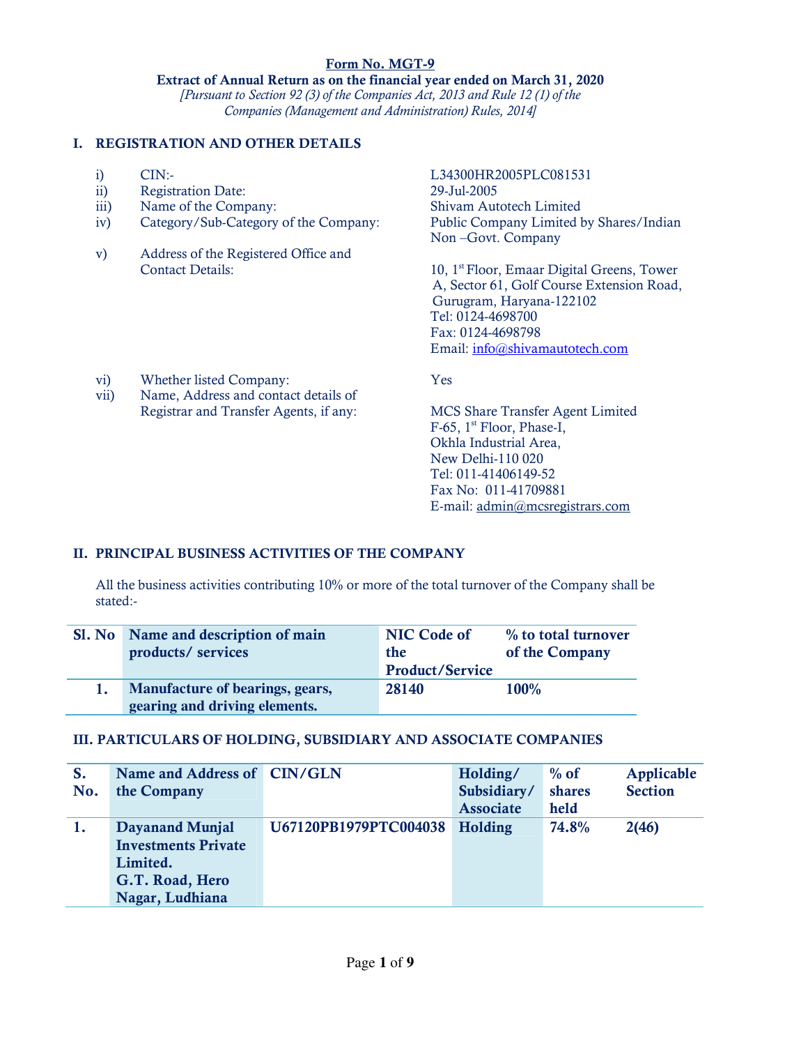# Form No. MGT-9

**Extract of Annual Return as on the financial year ended on March 31, 2020**

*[Pursuant to Section 92 (3) of the Companies Act, 2013 and Rule 12 (1) of the Companies (Management and Administration) Rules, 2014]*

## I. REGISTRATION AND OTHER DETAILS

| | | |
|---|---|---|
| i) | CIN:- | L34300HR2005PLC081531 |
| ii) | Registration Date: | 29-Jul-2005 |
| iii) | Name of the Company: | Shivam Autotech Limited |
| iv) | Category/Sub-Category of the Company: | Public Company Limited by Shares/Indian Non –Govt. Company |
| v) | Address of the Registered Office and Contact Details: | 10, 1st Floor, Emaar Digital Greens, Tower A, Sector 61, Golf Course Extension Road, Gurugram, Haryana-122102<br>Tel: 0124-4698700<br>Fax: 0124-4698798<br>Email: info@shivamautotech.com |
| vi) | Whether listed Company: | Yes |
| vii) | Name, Address and contact details of Registrar and Transfer Agents, if any: | MCS Share Transfer Agent Limited<br>F-65, 1st Floor, Phase-I,<br>Okhla Industrial Area,<br>New Delhi-110 020<br>Tel: 011-41406149-52<br>Fax No: 011-41709881<br>E-mail: admin@mcsregistrars.com |

## II. PRINCIPAL BUSINESS ACTIVITIES OF THE COMPANY

All the business activities contributing 10% or more of the total turnover of the Company shall be stated:-

| Sl. No | Name and description of main products/ services | NIC Code of the Product/Service | % to total turnover of the Company |
|---|---|---|---|
| **1.** | **Manufacture of bearings, gears, gearing and driving elements.** | **28140** | **100%** |

## III. PARTICULARS OF HOLDING, SUBSIDIARY AND ASSOCIATE COMPANIES

| S. No. | Name and Address of the Company | CIN/GLN | Holding/ Subsidiary/ Associate | % of shares held | Applicable Section |
|---|---|---|---|---|---|
| **1.** | **Dayanand Munjal Investments Private Limited. G.T. Road, Hero Nagar, Ludhiana** | **U67120PB1979PTC004038** | **Holding** | **74.8%** | **2(46)** |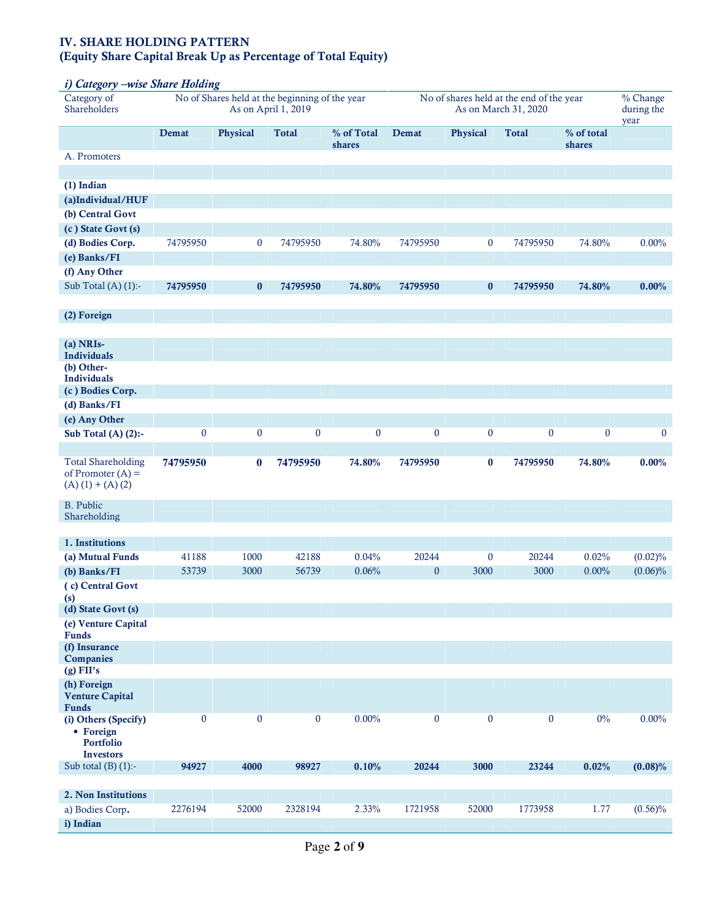## IV. SHARE HOLDING PATTERN
## (Equity Share Capital Break Up as Percentage of Total Equity)

### *i) Category –wise Share Holding*

| Category of Shareholders | No of Shares held at the beginning of the year As on April 1, 2019 | | | | No of shares held at the end of the year As on March 31, 2020 | | | | % Change during the year |
|---|---|---|---|---|---|---|---|---|---|
| | **Demat** | **Physical** | **Total** | **% of Total shares** | **Demat** | **Physical** | **Total** | **% of total shares** | |
| A. Promoters | | | | | | | | | |
| **(1) Indian** | | | | | | | | | |
| **(a)Individual/HUF** | | | | | | | | | |
| **(b) Central Govt** | | | | | | | | | |
| **(c ) State Govt (s)** | | | | | | | | | |
| **(d) Bodies Corp.** | 74795950 | 0 | 74795950 | 74.80% | 74795950 | 0 | 74795950 | 74.80% | 0.00% |
| **(e) Banks/FI** | | | | | | | | | |
| **(f) Any Other** | | | | | | | | | |
| Sub Total (A) (1):- | **74795950** | **0** | **74795950** | **74.80%** | **74795950** | **0** | **74795950** | **74.80%** | **0.00%** |
| **(2) Foreign** | | | | | | | | | |
| **(a) NRIs-Individuals** | | | | | | | | | |
| **(b) Other-Individuals** | | | | | | | | | |
| **(c ) Bodies Corp.** | | | | | | | | | |
| **(d) Banks/FI** | | | | | | | | | |
| **(e) Any Other** | | | | | | | | | |
| **Sub Total (A) (2):-** | 0 | 0 | 0 | 0 | 0 | 0 | 0 | 0 | 0 |
| Total Shareholding of Promoter (A) = (A) (1) + (A) (2) | **74795950** | **0** | **74795950** | **74.80%** | **74795950** | **0** | **74795950** | **74.80%** | **0.00%** |
| B. Public Shareholding | | | | | | | | | |
| **1. Institutions** | | | | | | | | | |
| **(a) Mutual Funds** | 41188 | 1000 | 42188 | 0.04% | 20244 | 0 | 20244 | 0.02% | (0.02)% |
| **(b) Banks/FI** | 53739 | 3000 | 56739 | 0.06% | 0 | 3000 | 3000 | 0.00% | (0.06)% |
| **( c) Central Govt (s)** | | | | | | | | | |
| **(d) State Govt (s)** | | | | | | | | | |
| **(e) Venture Capital Funds** | | | | | | | | | |
| **(f) Insurance Companies** | | | | | | | | | |
| **(g) FII's** | | | | | | | | | |
| **(h) Foreign Venture Capital Funds** | | | | | | | | | |
| **(i) Others (Specify)** • **Foreign Portfolio Investors** | 0 | 0 | 0 | 0.00% | 0 | 0 | 0 | 0% | 0.00% |
| Sub total (B) (1):- | **94927** | **4000** | **98927** | **0.10%** | **20244** | **3000** | **23244** | **0.02%** | **(0.08)%** |
| **2. Non Institutions** | | | | | | | | | |
| a) Bodies Corp. | 2276194 | 52000 | 2328194 | 2.33% | 1721958 | 52000 | 1773958 | 1.77 | (0.56)% |
| **i) Indian** | | | | | | | | | |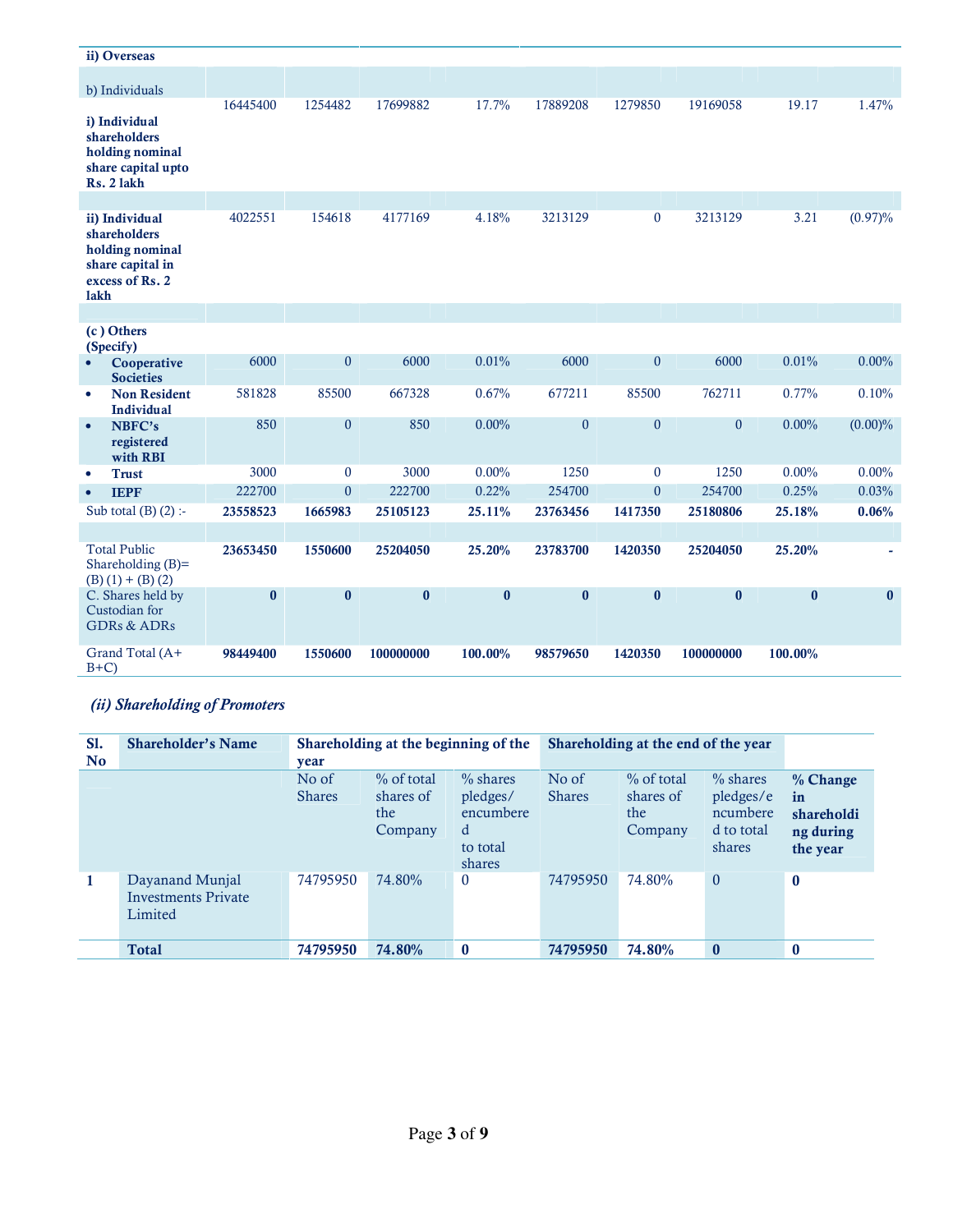| | | | | | | | | | |
|---|---|---|---|---|---|---|---|---|---|
| **ii) Overseas** | | | | | | | | | |
| b) Individuals | | | | | | | | | |
| **i) Individual shareholders holding nominal share capital upto Rs. 2 lakh** | 16445400 | 1254482 | 17699882 | 17.7% | 17889208 | 1279850 | 19169058 | 19.17 | 1.47% |
| **ii) Individual shareholders holding nominal share capital in excess of Rs. 2 lakh** | 4022551 | 154618 | 4177169 | 4.18% | 3213129 | 0 | 3213129 | 3.21 | (0.97)% |
| **(c ) Others (Specify)** | | | | | | | | | |
| • **Cooperative Societies** | 6000 | 0 | 6000 | 0.01% | 6000 | 0 | 6000 | 0.01% | 0.00% |
| • **Non Resident Individual** | 581828 | 85500 | 667328 | 0.67% | 677211 | 85500 | 762711 | 0.77% | 0.10% |
| • **NBFC's registered with RBI** | 850 | 0 | 850 | 0.00% | 0 | 0 | 0 | 0.00% | (0.00)% |
| • **Trust** | 3000 | 0 | 3000 | 0.00% | 1250 | 0 | 1250 | 0.00% | 0.00% |
| • **IEPF** | 222700 | 0 | 222700 | 0.22% | 254700 | 0 | 254700 | 0.25% | 0.03% |
| Sub total (B) (2) :- | **23558523** | **1665983** | **25105123** | **25.11%** | **23763456** | **1417350** | **25180806** | **25.18%** | **0.06%** |
| Total Public Shareholding (B)= (B) (1) + (B) (2) | **23653450** | **1550600** | **25204050** | **25.20%** | **23783700** | **1420350** | **25204050** | **25.20%** | **-** |
| C. Shares held by Custodian for GDRs & ADRs | **0** | **0** | **0** | **0** | **0** | **0** | **0** | **0** | **0** |
| Grand Total (A+ B+C) | **98449400** | **1550600** | **100000000** | **100.00%** | **98579650** | **1420350** | **100000000** | **100.00%** | |

### *(ii) Shareholding of Promoters*

| **Sl. No** | **Shareholder's Name** | **Shareholding at the beginning of the year** | | | **Shareholding at the end of the year** | | | |
|---|---|---|---|---|---|---|---|---|
| | | No of Shares | % of total shares of the Company | % shares pledges/ encumbered to total shares | No of Shares | % of total shares of the Company | % shares pledges/encumbered to total shares | **% Change in shareholding during the year** |
| **1** | Dayanand Munjal Investments Private Limited | 74795950 | 74.80% | 0 | 74795950 | 74.80% | 0 | **0** |
| | **Total** | **74795950** | **74.80%** | **0** | **74795950** | **74.80%** | **0** | **0** |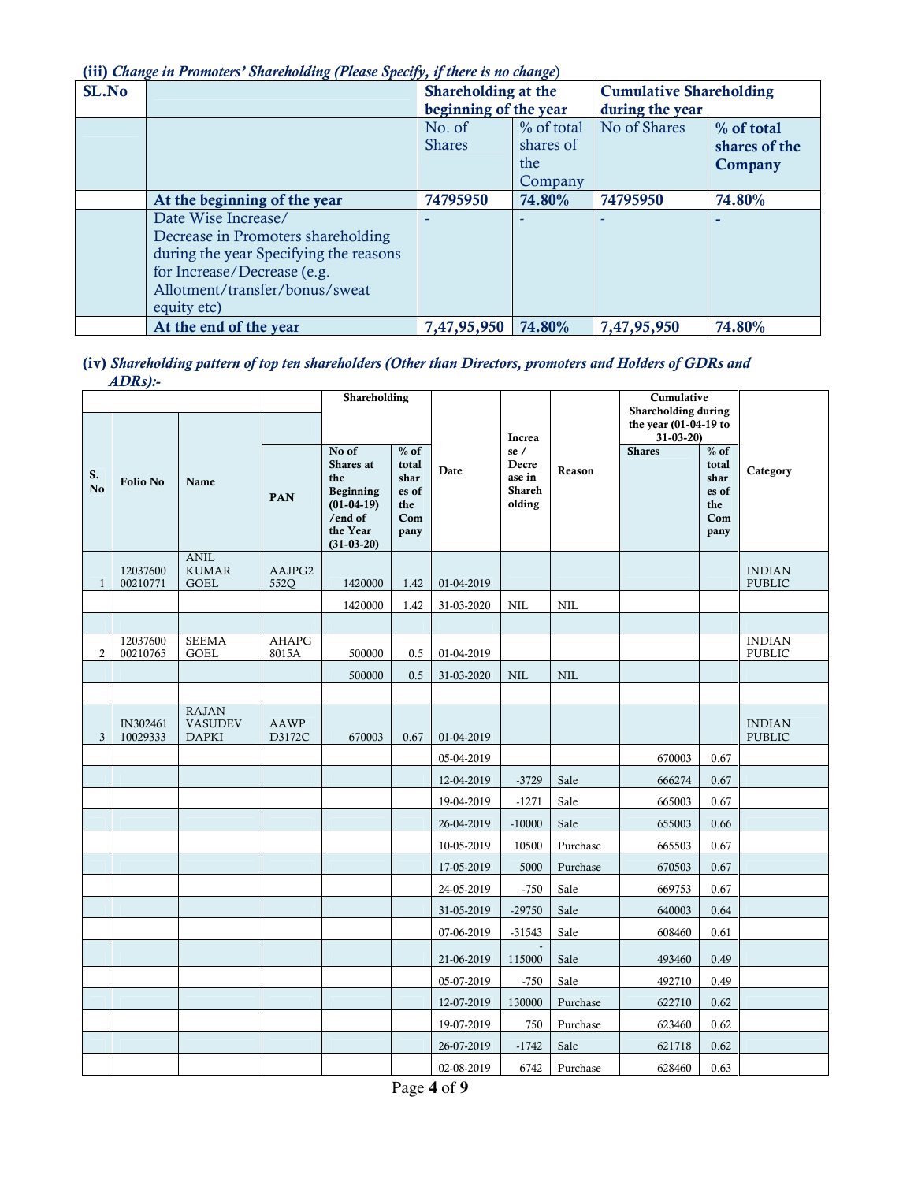**(iii)** ***Change in Promoters' Shareholding (Please Specify, if there is no change)***

| SL.No | | Shareholding at the beginning of the year | | Cumulative Shareholding during the year | |
|---|---|---|---|---|---|
| | | No. of Shares | % of total shares of the Company | No of Shares | % of total shares of the Company |
| | **At the beginning of the year** | **74795950** | **74.80%** | **74795950** | **74.80%** |
| | Date Wise Increase/ Decrease in Promoters shareholding during the year Specifying the reasons for Increase/Decrease (e.g. Allotment/transfer/bonus/sweat equity etc) | - | - | - | - |
| | **At the end of the year** | **7,47,95,950** | **74.80%** | **7,47,95,950** | **74.80%** |

**(iv)** ***Shareholding pattern of top ten shareholders (Other than Directors, promoters and Holders of GDRs and ADRs):-***

| S. No | Folio No | Name | PAN | Shareholding: No of Shares at the Beginning (01-04-19) /end of the Year (31-03-20) | Shareholding: % of total shares of the Company | Date | Increase / Decrease in Shareholding | Reason | Cumulative Shareholding during the year (01-04-19 to 31-03-20): Shares | Cumulative Shareholding during the year (01-04-19 to 31-03-20): % of total shares of the Company | Category |
|---|---|---|---|---|---|---|---|---|---|---|---|
| 1 | 12037600 00210771 | ANIL KUMAR GOEL | AAJPG2 552Q | 1420000 | 1.42 | 01-04-2019 | | | | | INDIAN PUBLIC |
| | | | | 1420000 | 1.42 | 31-03-2020 | NIL | NIL | | | |
| | | | | | | | | | | | |
| 2 | 12037600 00210765 | SEEMA GOEL | AHAPG 8015A | 500000 | 0.5 | 01-04-2019 | | | | | INDIAN PUBLIC |
| | | | | 500000 | 0.5 | 31-03-2020 | NIL | NIL | | | |
| | | | | | | | | | | | |
| 3 | IN302461 10029333 | RAJAN VASUDEV DAPKI | AAWP D3172C | 670003 | 0.67 | 01-04-2019 | | | | | INDIAN PUBLIC |
| | | | | | | 05-04-2019 | | | 670003 | 0.67 | |
| | | | | | | 12-04-2019 | -3729 | Sale | 666274 | 0.67 | |
| | | | | | | 19-04-2019 | -1271 | Sale | 665003 | 0.67 | |
| | | | | | | 26-04-2019 | -10000 | Sale | 655003 | 0.66 | |
| | | | | | | 10-05-2019 | 10500 | Purchase | 665503 | 0.67 | |
| | | | | | | 17-05-2019 | 5000 | Purchase | 670503 | 0.67 | |
| | | | | | | 24-05-2019 | -750 | Sale | 669753 | 0.67 | |
| | | | | | | 31-05-2019 | -29750 | Sale | 640003 | 0.64 | |
| | | | | | | 07-06-2019 | -31543 | Sale | 608460 | 0.61 | |
| | | | | | | 21-06-2019 | -115000 | Sale | 493460 | 0.49 | |
| | | | | | | 05-07-2019 | -750 | Sale | 492710 | 0.49 | |
| | | | | | | 12-07-2019 | 130000 | Purchase | 622710 | 0.62 | |
| | | | | | | 19-07-2019 | 750 | Purchase | 623460 | 0.62 | |
| | | | | | | 26-07-2019 | -1742 | Sale | 621718 | 0.62 | |
| | | | | | | 02-08-2019 | 6742 | Purchase | 628460 | 0.63 | |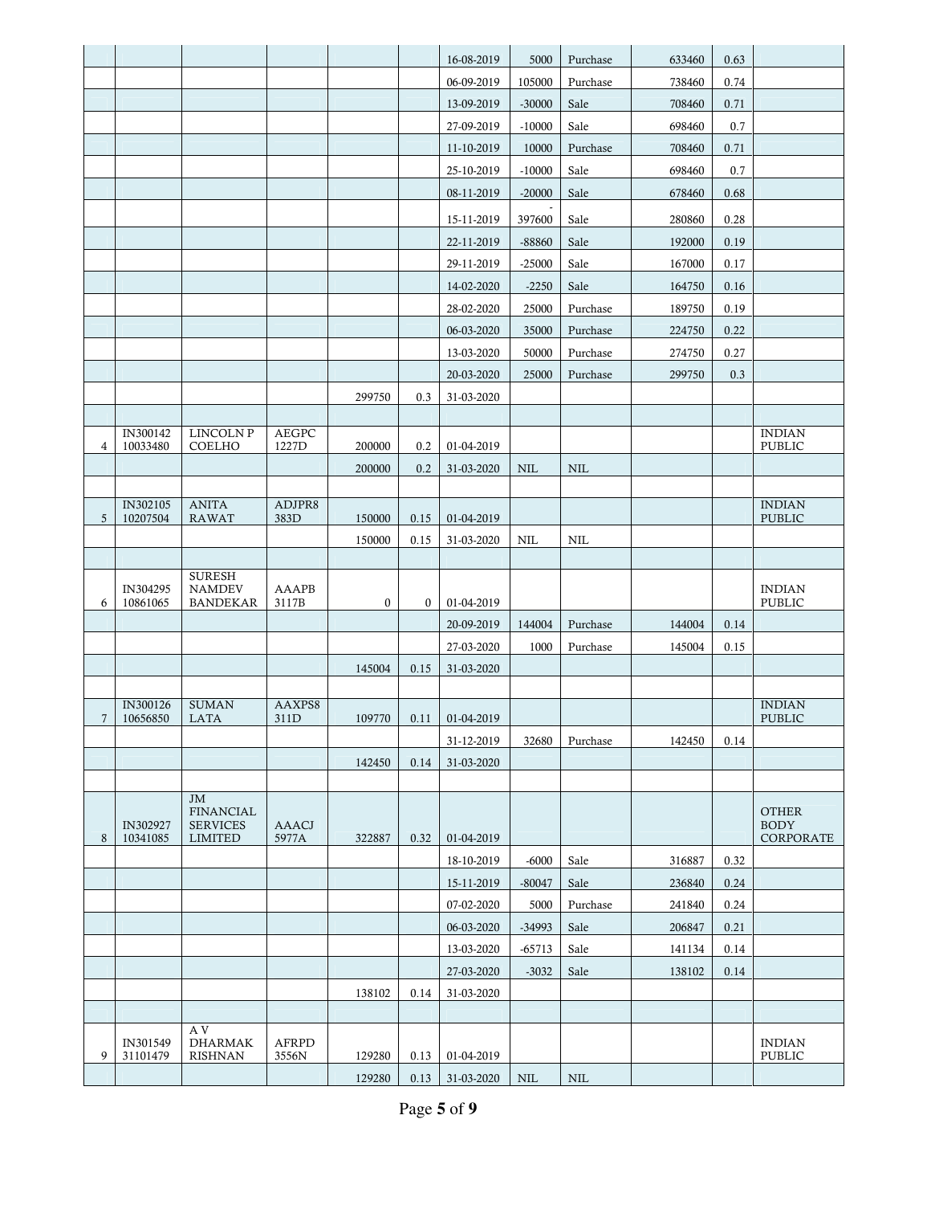| | | | | | | | | | | | |
|---|---|---|---|---|---|---|---|---|---|---|---|
| | | | | | | 16-08-2019 | 5000 | Purchase | 633460 | 0.63 | |
| | | | | | | 06-09-2019 | 105000 | Purchase | 738460 | 0.74 | |
| | | | | | | 13-09-2019 | -30000 | Sale | 708460 | 0.71 | |
| | | | | | | 27-09-2019 | -10000 | Sale | 698460 | 0.7 | |
| | | | | | | 11-10-2019 | 10000 | Purchase | 708460 | 0.71 | |
| | | | | | | 25-10-2019 | -10000 | Sale | 698460 | 0.7 | |
| | | | | | | 08-11-2019 | -20000 | Sale | 678460 | 0.68 | |
| | | | | | | 15-11-2019 | -397600 | Sale | 280860 | 0.28 | |
| | | | | | | 22-11-2019 | -88860 | Sale | 192000 | 0.19 | |
| | | | | | | 29-11-2019 | -25000 | Sale | 167000 | 0.17 | |
| | | | | | | 14-02-2020 | -2250 | Sale | 164750 | 0.16 | |
| | | | | | | 28-02-2020 | 25000 | Purchase | 189750 | 0.19 | |
| | | | | | | 06-03-2020 | 35000 | Purchase | 224750 | 0.22 | |
| | | | | | | 13-03-2020 | 50000 | Purchase | 274750 | 0.27 | |
| | | | | | | 20-03-2020 | 25000 | Purchase | 299750 | 0.3 | |
| | | | | 299750 | 0.3 | 31-03-2020 | | | | | |
| | | | | | | | | | | | |
| 4 | IN300142 10033480 | LINCOLN P COELHO | AEGPC 1227D | 200000 | 0.2 | 01-04-2019 | | | | | INDIAN PUBLIC |
| | | | | 200000 | 0.2 | 31-03-2020 | NIL | NIL | | | |
| | | | | | | | | | | | |
| 5 | IN302105 10207504 | ANITA RAWAT | ADJPR8 383D | 150000 | 0.15 | 01-04-2019 | | | | | INDIAN PUBLIC |
| | | | | 150000 | 0.15 | 31-03-2020 | NIL | NIL | | | |
| | | | | | | | | | | | |
| 6 | IN304295 10861065 | SURESH NAMDEV BANDEKAR | AAAPB 3117B | 0 | 0 | 01-04-2019 | | | | | INDIAN PUBLIC |
| | | | | | | 20-09-2019 | 144004 | Purchase | 144004 | 0.14 | |
| | | | | | | 27-03-2020 | 1000 | Purchase | 145004 | 0.15 | |
| | | | | 145004 | 0.15 | 31-03-2020 | | | | | |
| | | | | | | | | | | | |
| 7 | IN300126 10656850 | SUMAN LATA | AAXPS8 311D | 109770 | 0.11 | 01-04-2019 | | | | | INDIAN PUBLIC |
| | | | | | | 31-12-2019 | 32680 | Purchase | 142450 | 0.14 | |
| | | | | 142450 | 0.14 | 31-03-2020 | | | | | |
| | | | | | | | | | | | |
| 8 | IN302927 10341085 | JM FINANCIAL SERVICES LIMITED | AAACJ 5977A | 322887 | 0.32 | 01-04-2019 | | | | | OTHER BODY CORPORATE |
| | | | | | | 18-10-2019 | -6000 | Sale | 316887 | 0.32 | |
| | | | | | | 15-11-2019 | -80047 | Sale | 236840 | 0.24 | |
| | | | | | | 07-02-2020 | 5000 | Purchase | 241840 | 0.24 | |
| | | | | | | 06-03-2020 | -34993 | Sale | 206847 | 0.21 | |
| | | | | | | 13-03-2020 | -65713 | Sale | 141134 | 0.14 | |
| | | | | | | 27-03-2020 | -3032 | Sale | 138102 | 0.14 | |
| | | | | 138102 | 0.14 | 31-03-2020 | | | | | |
| | | | | | | | | | | | |
| 9 | IN301549 31101479 | A V DHARMAK RISHNAN | AFRPD 3556N | 129280 | 0.13 | 01-04-2019 | | | | | INDIAN PUBLIC |
| | | | | 129280 | 0.13 | 31-03-2020 | NIL | NIL | | | |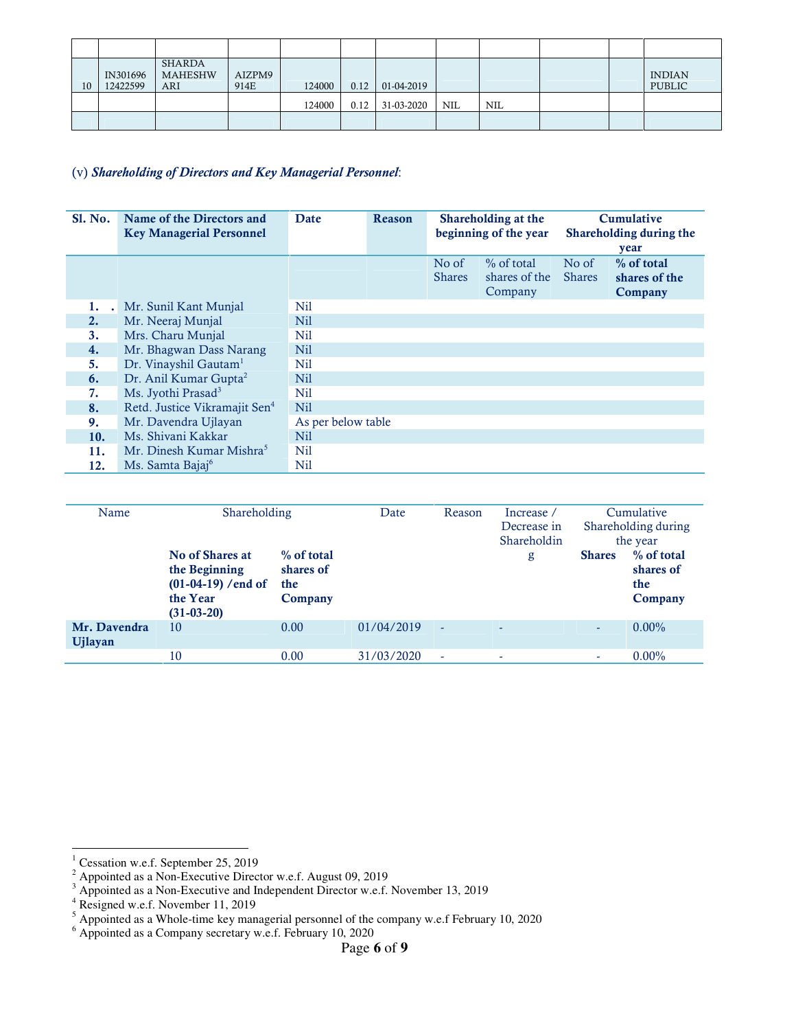| | | | | | | | | | | | |
|---|---|---|---|---|---|---|---|---|---|---|---|
| 10 | IN301696 12422599 | SHARDA MAHESHWARI | AIZPM9914E | 124000 | 0.12 | 01-04-2019 | | | | | INDIAN PUBLIC |
| | | | | 124000 | 0.12 | 31-03-2020 | NIL | NIL | | | |
| | | | | | | | | | | | |

(v) ***Shareholding of Directors and Key Managerial Personnel***:

| Sl. No. | Name of the Directors and Key Managerial Personnel | Date | Reason | Shareholding at the beginning of the year | | Cumulative Shareholding during the year | |
|---|---|---|---|---|---|---|---|
| | | | | No of Shares | % of total shares of the Company | No of Shares | % of total shares of the Company |
| 1. | Mr. Sunil Kant Munjal | Nil | | | | | |
| 2. | Mr. Neeraj Munjal | Nil | | | | | |
| 3. | Mrs. Charu Munjal | Nil | | | | | |
| 4. | Mr. Bhagwan Dass Narang | Nil | | | | | |
| 5. | Dr. Vinayshil Gautam[1] | Nil | | | | | |
| 6. | Dr. Anil Kumar Gupta[2] | Nil | | | | | |
| 7. | Ms. Jyothi Prasad[3] | Nil | | | | | |
| 8. | Retd. Justice Vikramajit Sen[4] | Nil | | | | | |
| 9. | Mr. Davendra Ujlayan | As per below table | | | | | |
| 10. | Ms. Shivani Kakkar | Nil | | | | | |
| 11. | Mr. Dinesh Kumar Mishra[5] | Nil | | | | | |
| 12. | Ms. Samta Bajaj[6] | Nil | | | | | |

| Name | Shareholding | | Date | Reason | Increase / Decrease in Shareholding | Cumulative Shareholding during the year | |
|---|---|---|---|---|---|---|---|
| | **No of Shares at the Beginning (01-04-19) /end of the Year (31-03-20)** | **% of total shares of the Company** | | | | **Shares** | **% of total shares of the Company** |
| **Mr. Davendra Ujlayan** | 10 | 0.00 | 01/04/2019 | - | - | - | 0.00% |
| | 10 | 0.00 | 31/03/2020 | - | - | - | 0.00% |

---

[1] Cessation w.e.f. September 25, 2019
[2] Appointed as a Non-Executive Director w.e.f. August 09, 2019
[3] Appointed as a Non-Executive and Independent Director w.e.f. November 13, 2019
[4] Resigned w.e.f. November 11, 2019
[5] Appointed as a Whole-time key managerial personnel of the company w.e.f February 10, 2020
[6] Appointed as a Company secretary w.e.f. February 10, 2020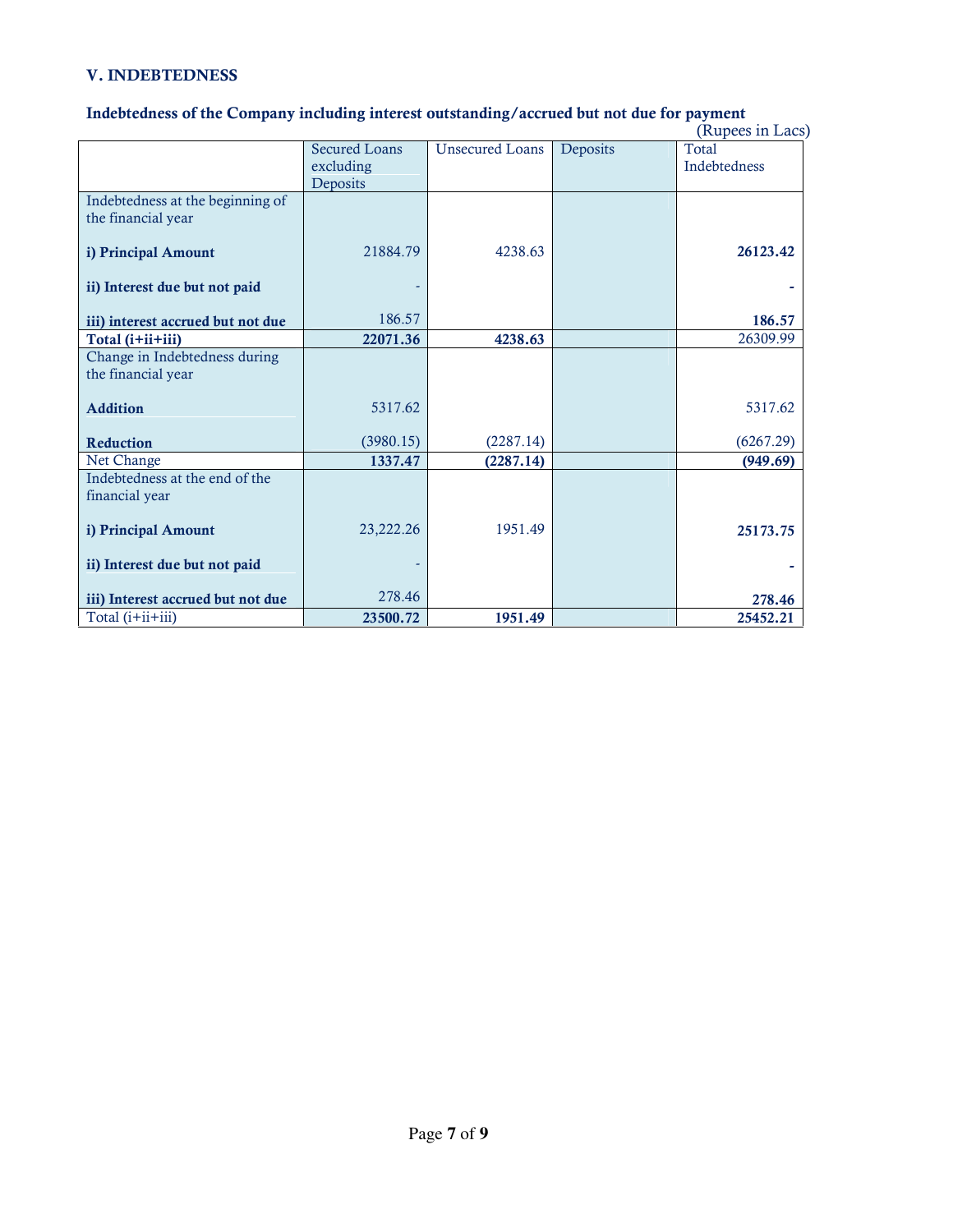## V. INDEBTEDNESS

### Indebtedness of the Company including interest outstanding/accrued but not due for payment

(Rupees in Lacs)

| | Secured Loans excluding Deposits | Unsecured Loans | Deposits | Total Indebtedness |
|---|---|---|---|---|
| Indebtedness at the beginning of the financial year | | | | |
| **i) Principal Amount** | 21884.79 | 4238.63 | | **26123.42** |
| **ii) Interest due but not paid** | - | | | **-** |
| **iii) interest accrued but not due** | 186.57 | | | **186.57** |
| **Total (i+ii+iii)** | **22071.36** | **4238.63** | | 26309.99 |
| Change in Indebtedness during the financial year | | | | |
| **Addition** | 5317.62 | | | 5317.62 |
| **Reduction** | (3980.15) | (2287.14) | | (6267.29) |
| Net Change | **1337.47** | **(2287.14)** | | **(949.69)** |
| Indebtedness at the end of the financial year | | | | |
| **i) Principal Amount** | 23,222.26 | 1951.49 | | **25173.75** |
| **ii) Interest due but not paid** | - | | | **-** |
| **iii) Interest accrued but not due** | 278.46 | | | **278.46** |
| Total (i+ii+iii) | **23500.72** | **1951.49** | | **25452.21** |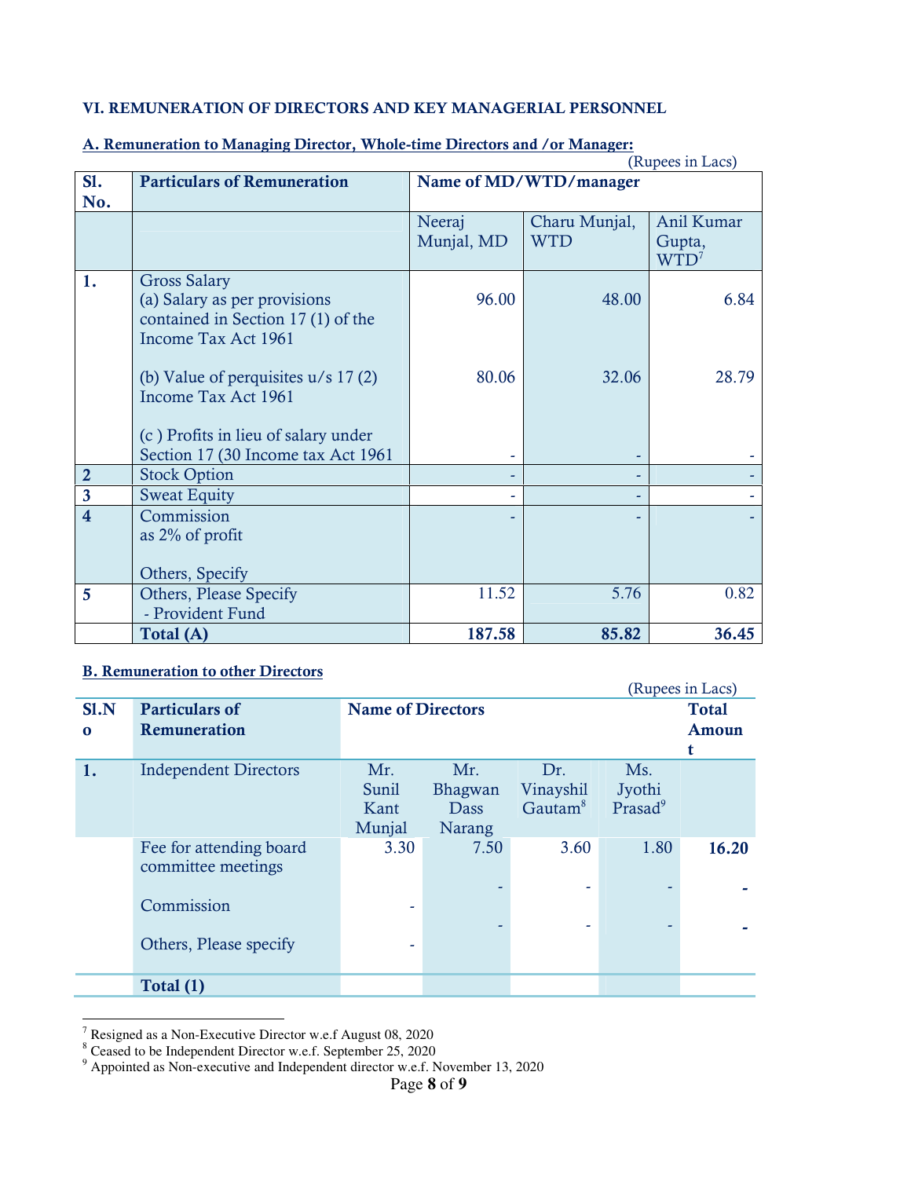**VI. REMUNERATION OF DIRECTORS AND KEY MANAGERIAL PERSONNEL**

**A. Remuneration to Managing Director, Whole-time Directors and /or Manager:**

(Rupees in Lacs)

| Sl. No. | Particulars of Remuneration | Name of MD/WTD/manager | | |
|---|---|---|---|---|
| | | Neeraj Munjal, MD | Charu Munjal, WTD | Anil Kumar Gupta, WTD[7] |
| 1. | Gross Salary<br>(a) Salary as per provisions contained in Section 17 (1) of the Income Tax Act 1961 | 96.00 | 48.00 | 6.84 |
| | (b) Value of perquisites u/s 17 (2) Income Tax Act 1961 | 80.06 | 32.06 | 28.79 |
| | (c ) Profits in lieu of salary under Section 17 (30 Income tax Act 1961 | - | - | - |
| 2 | Stock Option | - | - | - |
| 3 | Sweat Equity | - | - | - |
| 4 | Commission<br>as 2% of profit<br><br>Others, Specify | - | - | - |
| 5 | Others, Please Specify<br>- Provident Fund | 11.52 | 5.76 | 0.82 |
| | **Total (A)** | **187.58** | **85.82** | **36.45** |

**B. Remuneration to other Directors**

(Rupees in Lacs)

| Sl.No | Particulars of Remuneration | Name of Directors | | | | Total Amount |
|---|---|---|---|---|---|---|
| 1. | Independent Directors | Mr. Sunil Kant Munjal | Mr. Bhagwan Dass Narang | Dr. Vinayshil Gautam[8] | Ms. Jyothi Prasad[9] | |
| | Fee for attending board committee meetings | 3.30 | 7.50 | 3.60 | 1.80 | **16.20** |
| | Commission | - | - | - | - | **-** |
| | Others, Please specify | - | - | - | - | **-** |
| | **Total (1)** | | | | | |

[7] Resigned as a Non-Executive Director w.e.f August 08, 2020

[8] Ceased to be Independent Director w.e.f. September 25, 2020

[9] Appointed as Non-executive and Independent director w.e.f. November 13, 2020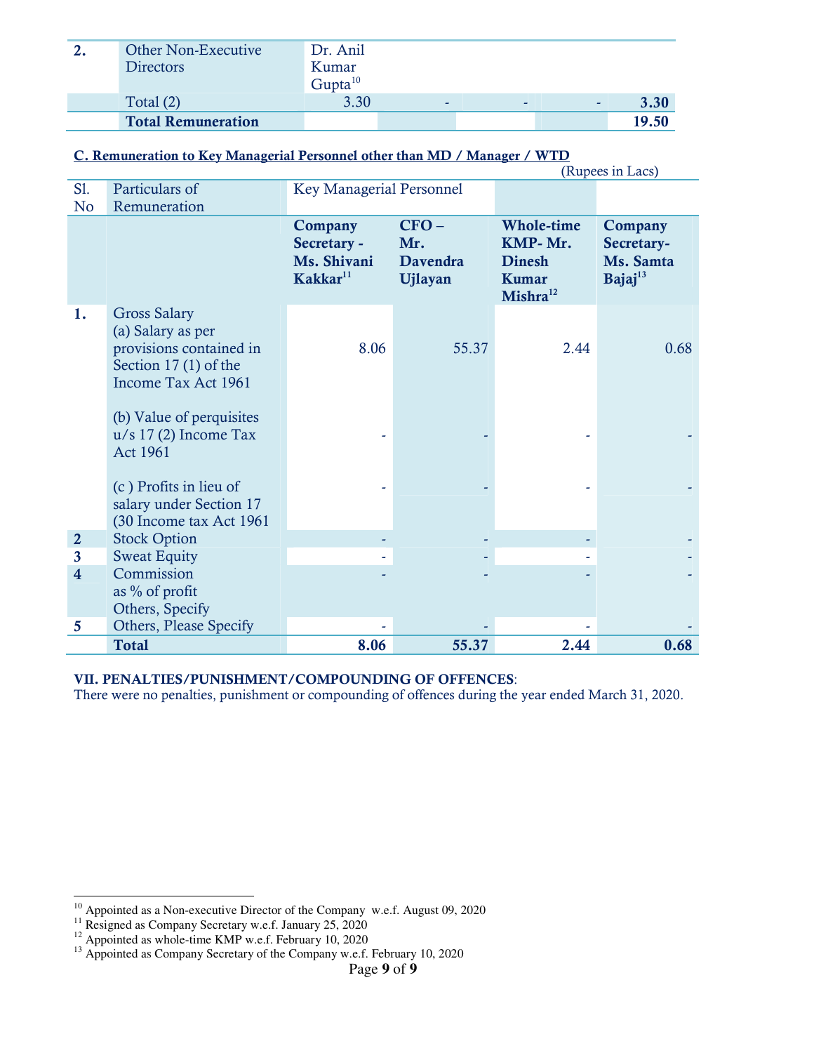| | | | | | | |
|---|---|---|---|---|---|---|
| **2.** | Other Non-Executive Directors | Dr. Anil Kumar Gupta[10] | | | | |
| | Total (2) | 3.30 | - | - | - | **3.30** |
| | **Total Remuneration** | | | | | **19.50** |

**C. Remuneration to Key Managerial Personnel other than MD / Manager / WTD**

(Rupees in Lacs)

| Sl. No | Particulars of Remuneration | Key Managerial Personnel | | | |
|---|---|---|---|---|---|
| | | **Company Secretary - Ms. Shivani Kakkar[11]** | **CFO – Mr. Davendra Ujlayan** | **Whole-time KMP- Mr. Dinesh Kumar Mishra[12]** | **Company Secretary- Ms. Samta Bajaj[13]** |
| **1.** | Gross Salary (a) Salary as per provisions contained in Section 17 (1) of the Income Tax Act 1961 | 8.06 | 55.37 | 2.44 | 0.68 |
| | (b) Value of perquisites u/s 17 (2) Income Tax Act 1961 | - | - | - | - |
| | (c ) Profits in lieu of salary under Section 17 (30 Income tax Act 1961 | - | - | - | - |
| **2** | Stock Option | - | - | - | - |
| **3** | Sweat Equity | - | - | - | - |
| **4** | Commission as % of profit Others, Specify | - | - | - | - |
| **5** | Others, Please Specify | - | - | - | - |
| | **Total** | **8.06** | **55.37** | **2.44** | **0.68** |

**VII. PENALTIES/PUNISHMENT/COMPOUNDING OF OFFENCES**:
There were no penalties, punishment or compounding of offences during the year ended March 31, 2020.

---

[10] Appointed as a Non-executive Director of the Company w.e.f. August 09, 2020
[11] Resigned as Company Secretary w.e.f. January 25, 2020
[12] Appointed as whole-time KMP w.e.f. February 10, 2020
[13] Appointed as Company Secretary of the Company w.e.f. February 10, 2020